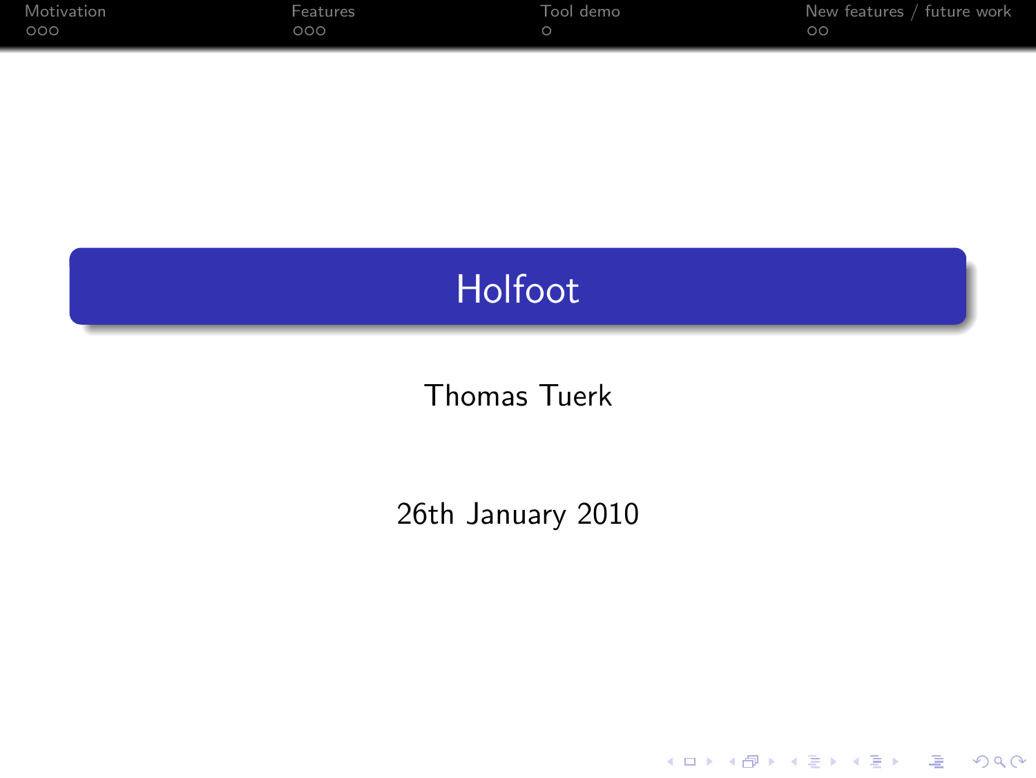# Holfoot

Thomas Tuerk

26th January 2010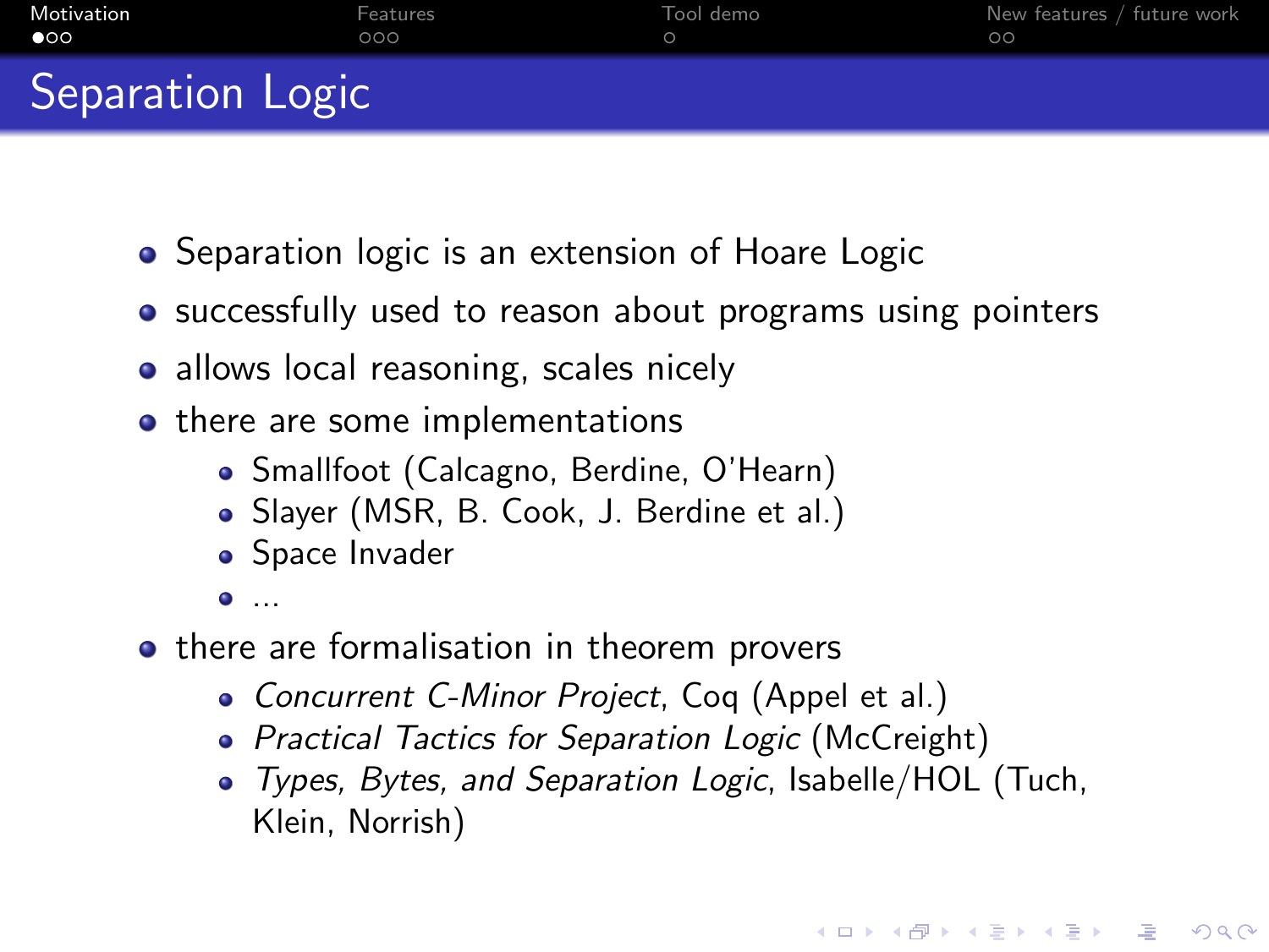# Separation Logic

- Separation logic is an extension of Hoare Logic
- successfully used to reason about programs using pointers
- allows local reasoning, scales nicely
- there are some implementations
  - Smallfoot (Calcagno, Berdine, O'Hearn)
  - Slayer (MSR, B. Cook, J. Berdine et al.)
  - Space Invader
  - ...
- there are formalisation in theorem provers
  - *Concurrent C-Minor Project*, Coq (Appel et al.)
  - *Practical Tactics for Separation Logic* (McCreight)
  - *Types, Bytes, and Separation Logic*, Isabelle/HOL (Tuch, Klein, Norrish)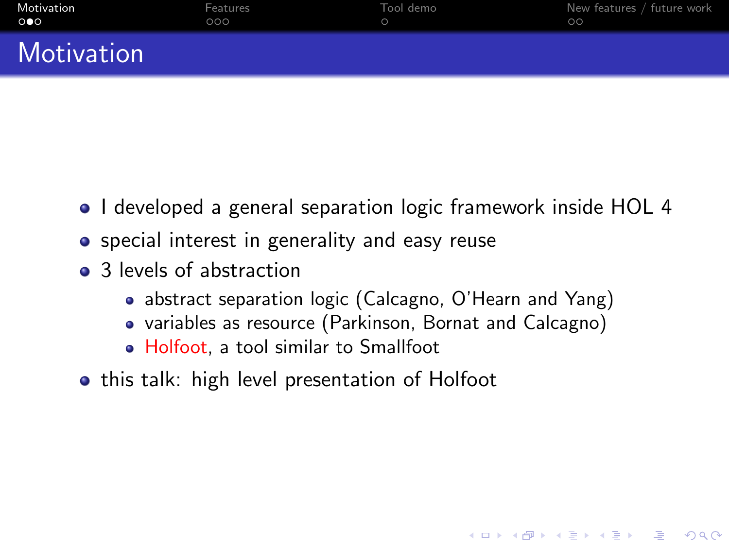# Motivation

- I developed a general separation logic framework inside HOL 4
- special interest in generality and easy reuse
- 3 levels of abstraction
  - abstract separation logic (Calcagno, O'Hearn and Yang)
  - variables as resource (Parkinson, Bornat and Calcagno)
  - Holfoot, a tool similar to Smallfoot
- this talk: high level presentation of Holfoot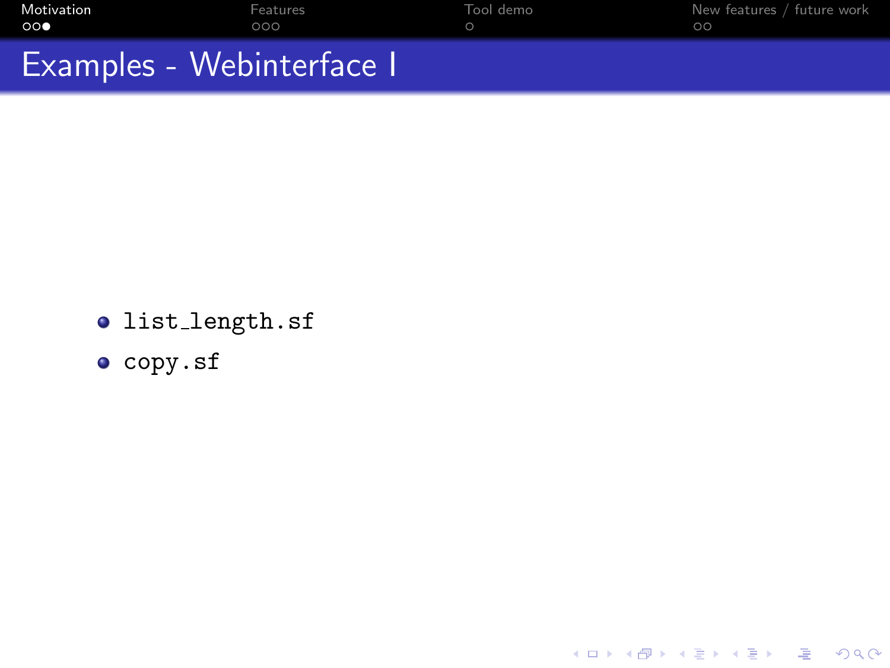# Examples - Webinterface I

- `list_length.sf`
- `copy.sf`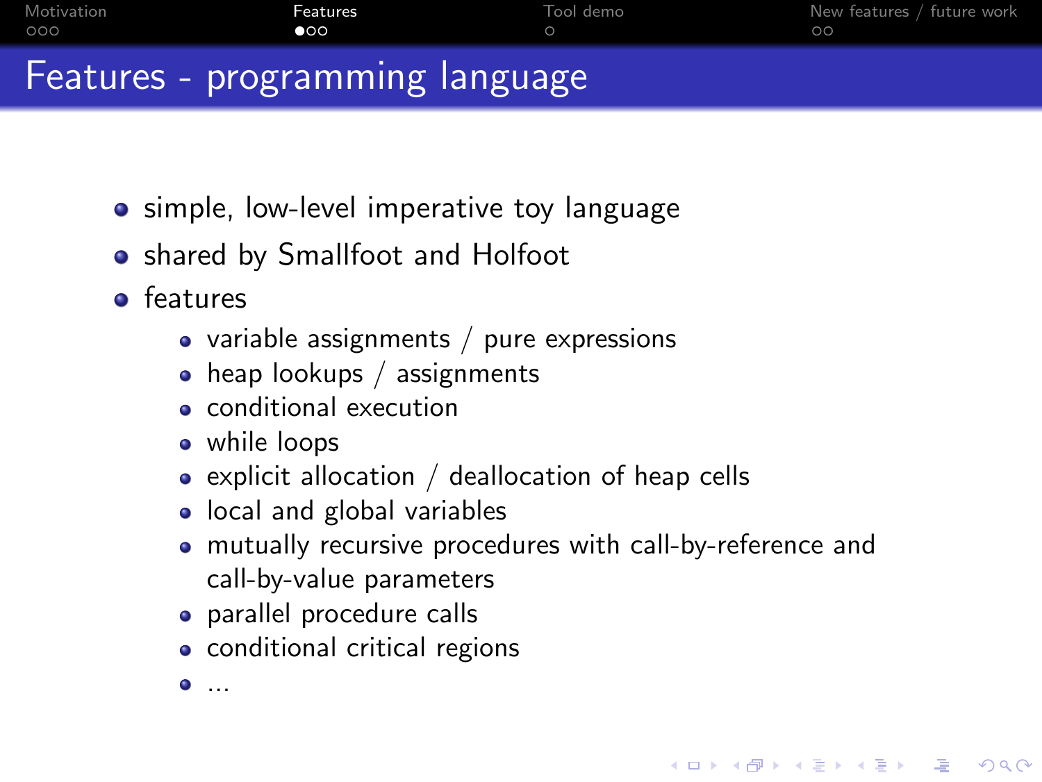# Features - programming language

- simple, low-level imperative toy language
- shared by Smallfoot and Holfoot
- features
  - variable assignments / pure expressions
  - heap lookups / assignments
  - conditional execution
  - while loops
  - explicit allocation / deallocation of heap cells
  - local and global variables
  - mutually recursive procedures with call-by-reference and call-by-value parameters
  - parallel procedure calls
  - conditional critical regions
  - ...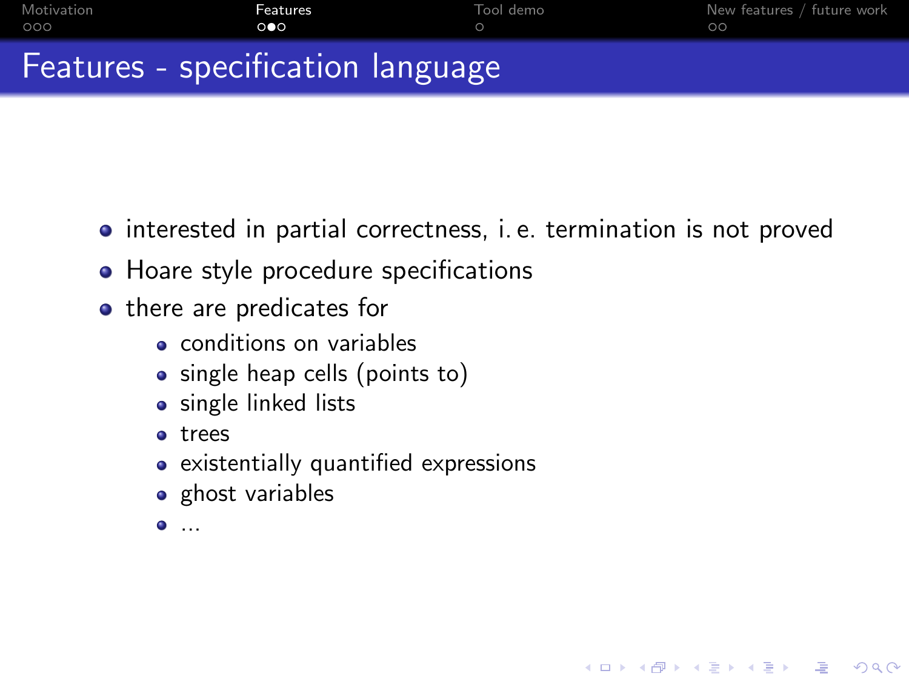# Features - specification language

- interested in partial correctness, i. e. termination is not proved
- Hoare style procedure specifications
- there are predicates for
  - conditions on variables
  - single heap cells (points to)
  - single linked lists
  - trees
  - existentially quantified expressions
  - ghost variables
  - ...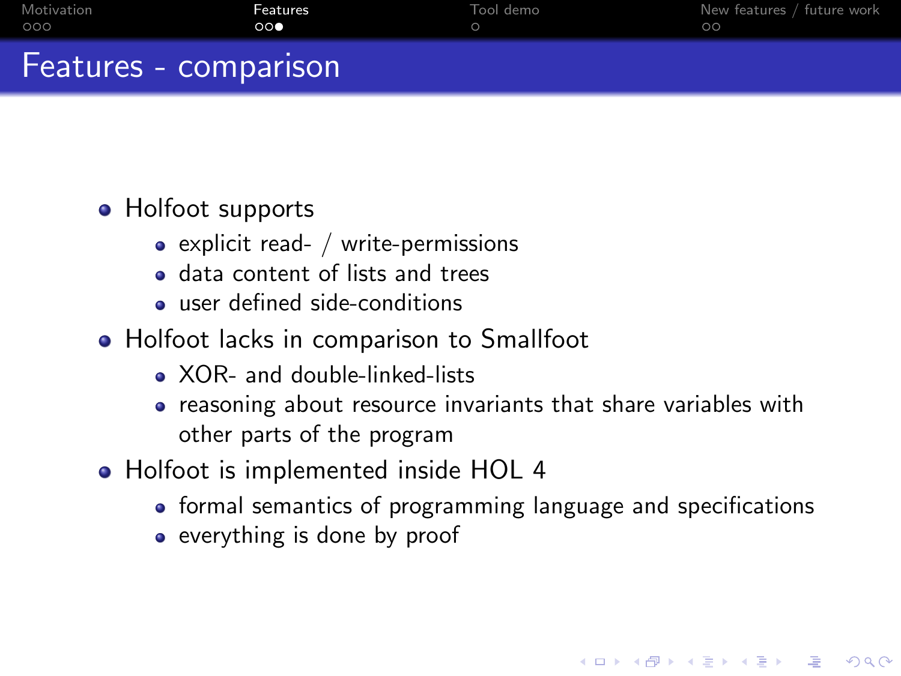# Features - comparison

- Holfoot supports
  - explicit read- / write-permissions
  - data content of lists and trees
  - user defined side-conditions
- Holfoot lacks in comparison to Smallfoot
  - XOR- and double-linked-lists
  - reasoning about resource invariants that share variables with other parts of the program
- Holfoot is implemented inside HOL 4
  - formal semantics of programming language and specifications
  - everything is done by proof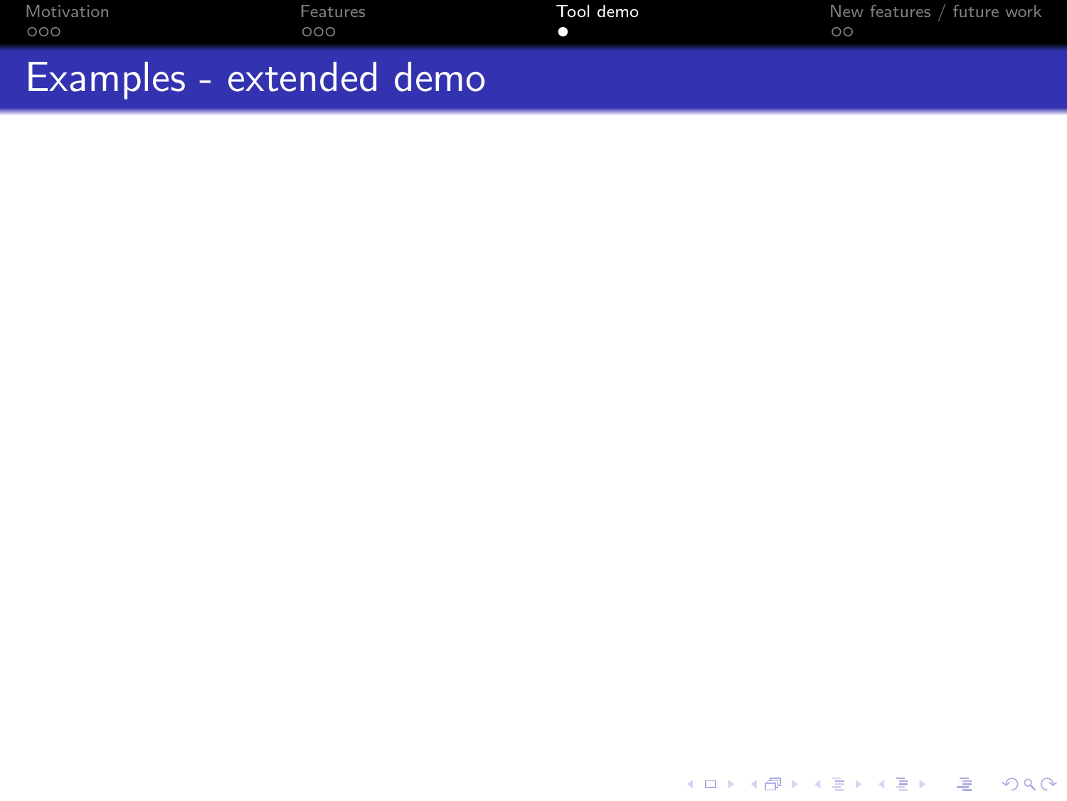# Examples - extended demo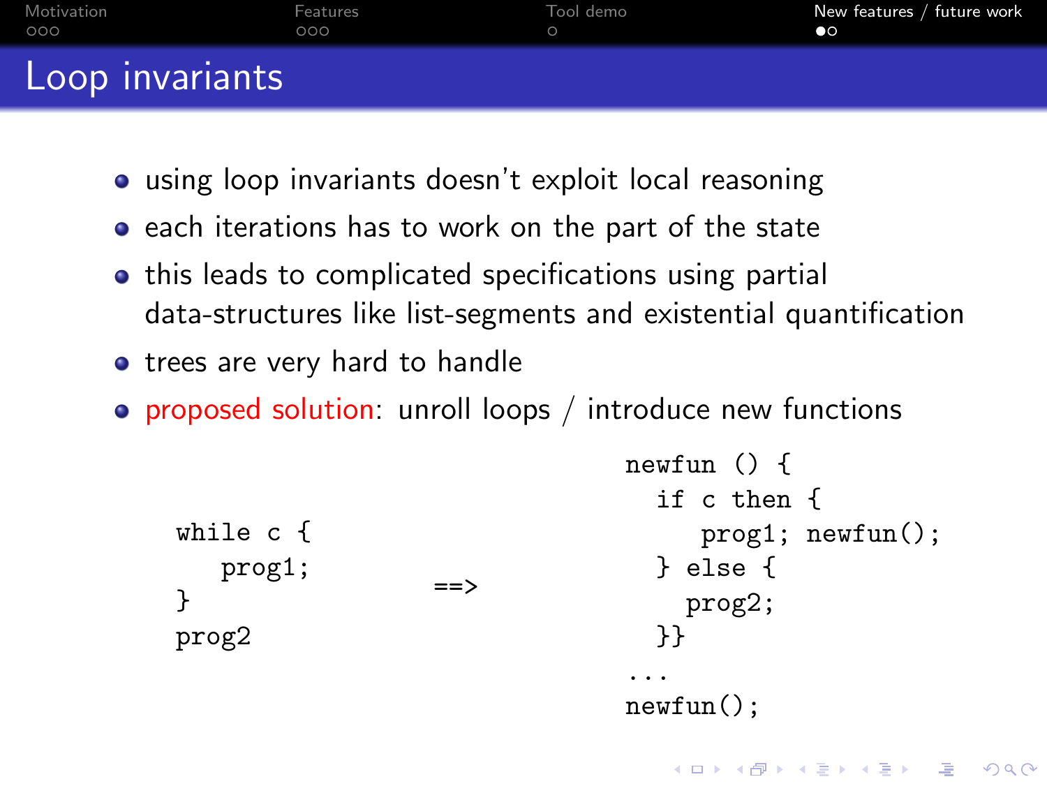# Loop invariants

- using loop invariants doesn't exploit local reasoning
- each iterations has to work on the part of the state
- this leads to complicated specifications using partial data-structures like list-segments and existential quantification
- trees are very hard to handle
- proposed solution: unroll loops / introduce new functions

```
while c {
   prog1;
}
prog2
```

==>

```
newfun () {
  if c then {
     prog1; newfun();
  } else {
    prog2;
  }}
...
newfun();
```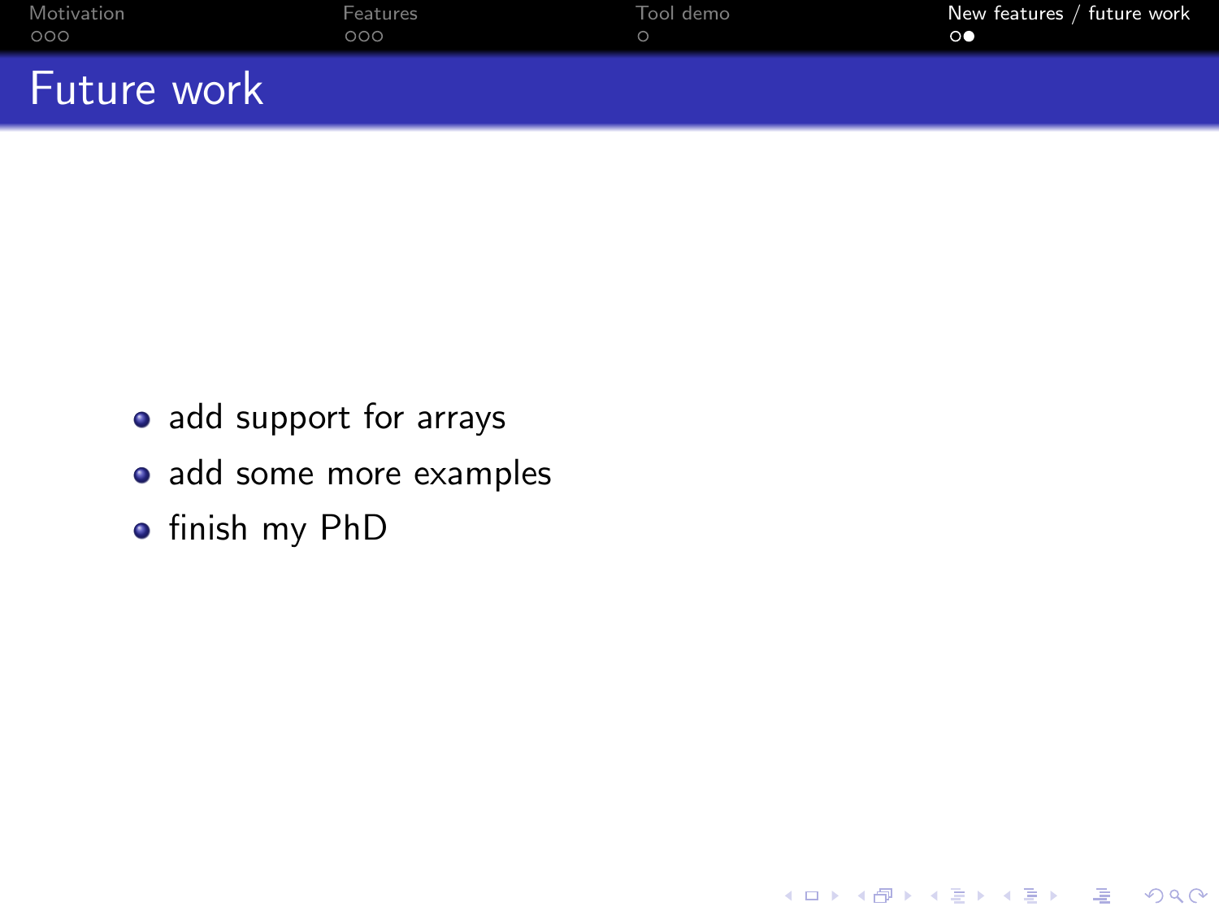# Future work

- add support for arrays
- add some more examples
- finish my PhD